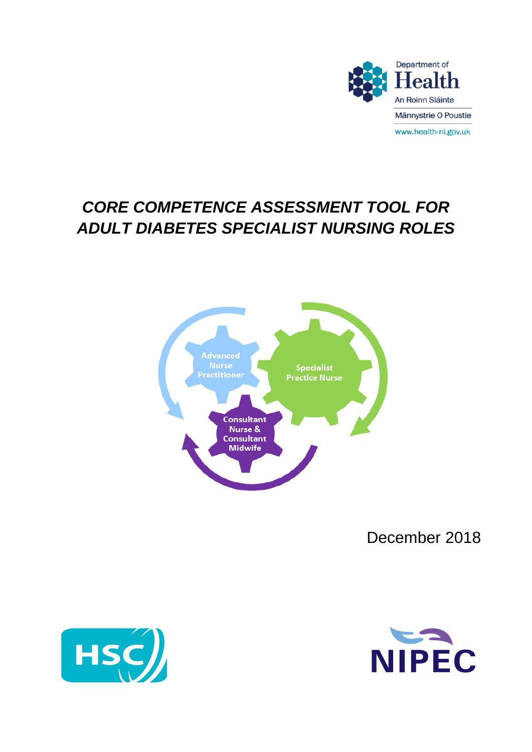Department of Health

An Roinn Sláinte

Männystrie O Poustie

www.health-ni.gov.uk

# *CORE COMPETENCE ASSESSMENT TOOL FOR ADULT DIABETES SPECIALIST NURSING ROLES*

Advanced Nurse Practitioner

Specialist Practice Nurse

Consultant Nurse & Consultant Midwife

December 2018

HSC

NIPEC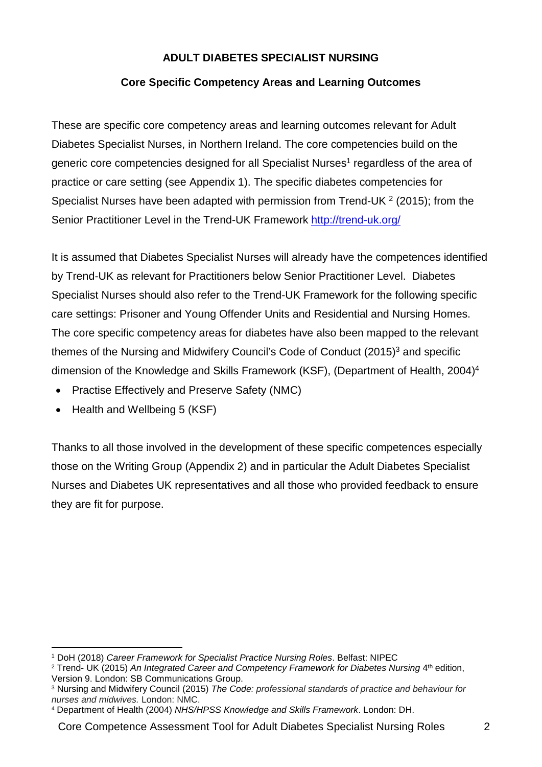## ADULT DIABETES SPECIALIST NURSING

### Core Specific Competency Areas and Learning Outcomes

These are specific core competency areas and learning outcomes relevant for Adult Diabetes Specialist Nurses, in Northern Ireland. The core competencies build on the generic core competencies designed for all Specialist Nurses[1] regardless of the area of practice or care setting (see Appendix 1). The specific diabetes competencies for Specialist Nurses have been adapted with permission from Trend-UK [2] (2015); from the Senior Practitioner Level in the Trend-UK Framework [http://trend-uk.org/](http://trend-uk.org/)

It is assumed that Diabetes Specialist Nurses will already have the competences identified by Trend-UK as relevant for Practitioners below Senior Practitioner Level. Diabetes Specialist Nurses should also refer to the Trend-UK Framework for the following specific care settings: Prisoner and Young Offender Units and Residential and Nursing Homes. The core specific competency areas for diabetes have also been mapped to the relevant themes of the Nursing and Midwifery Council's Code of Conduct (2015)[3] and specific dimension of the Knowledge and Skills Framework (KSF), (Department of Health, 2004)[4]

- Practise Effectively and Preserve Safety (NMC)
- Health and Wellbeing 5 (KSF)

Thanks to all those involved in the development of these specific competences especially those on the Writing Group (Appendix 2) and in particular the Adult Diabetes Specialist Nurses and Diabetes UK representatives and all those who provided feedback to ensure they are fit for purpose.

---

[1] DoH (2018) *Career Framework for Specialist Practice Nursing Roles*. Belfast: NIPEC

[2] Trend- UK (2015) *An Integrated Career and Competency Framework for Diabetes Nursing* 4th edition, Version 9. London: SB Communications Group.

[3] Nursing and Midwifery Council (2015) *The Code: professional standards of practice and behaviour for nurses and midwives.* London: NMC.

[4] Department of Health (2004) *NHS/HPSS Knowledge and Skills Framework*. London: DH.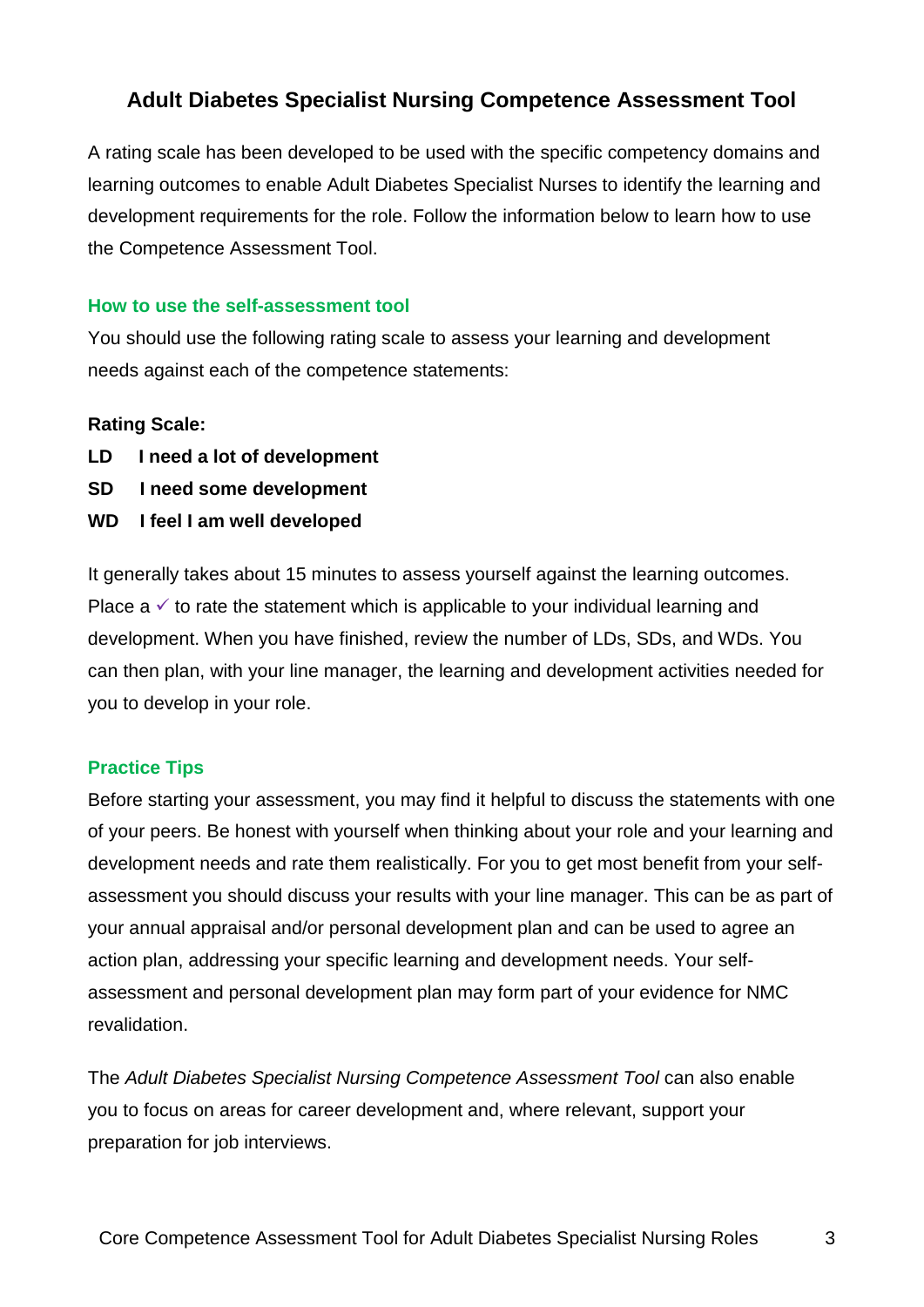# Adult Diabetes Specialist Nursing Competence Assessment Tool

A rating scale has been developed to be used with the specific competency domains and learning outcomes to enable Adult Diabetes Specialist Nurses to identify the learning and development requirements for the role. Follow the information below to learn how to use the Competence Assessment Tool.

## How to use the self-assessment tool

You should use the following rating scale to assess your learning and development needs against each of the competence statements:

**Rating Scale:**

**LD I need a lot of development**

**SD I need some development**

**WD I feel I am well developed**

It generally takes about 15 minutes to assess yourself against the learning outcomes. Place a ✓ to rate the statement which is applicable to your individual learning and development. When you have finished, review the number of LDs, SDs, and WDs. You can then plan, with your line manager, the learning and development activities needed for you to develop in your role.

## Practice Tips

Before starting your assessment, you may find it helpful to discuss the statements with one of your peers. Be honest with yourself when thinking about your role and your learning and development needs and rate them realistically. For you to get most benefit from your self-assessment you should discuss your results with your line manager. This can be as part of your annual appraisal and/or personal development plan and can be used to agree an action plan, addressing your specific learning and development needs. Your self-assessment and personal development plan may form part of your evidence for NMC revalidation.

The *Adult Diabetes Specialist Nursing Competence Assessment Tool* can also enable you to focus on areas for career development and, where relevant, support your preparation for job interviews.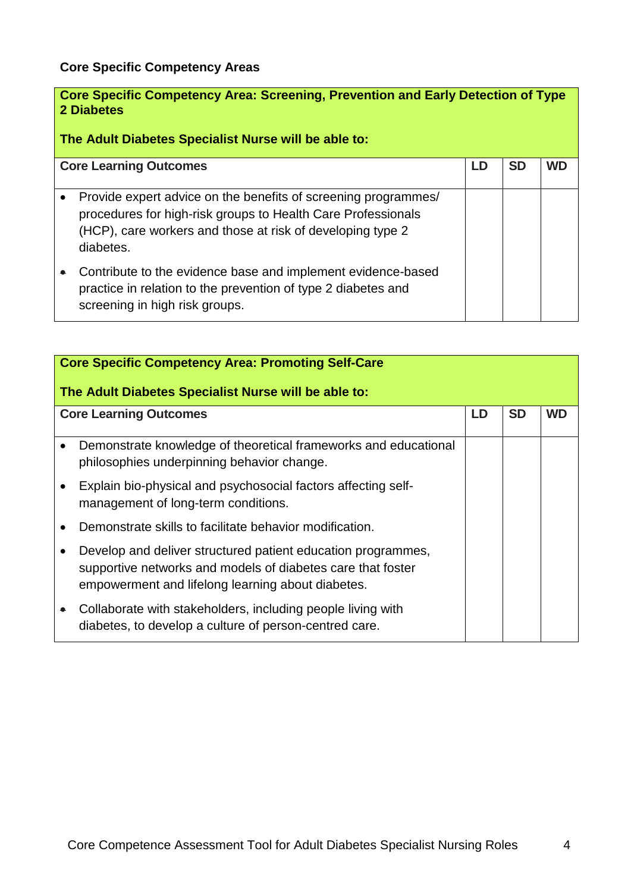**Core Specific Competency Areas**

| **Core Specific Competency Area: Screening, Prevention and Early Detection of Type 2 Diabetes**<br><br>**The Adult Diabetes Specialist Nurse will be able to:** | | | |
|---|---|---|---|
| **Core Learning Outcomes** | **LD** | **SD** | **WD** |
| • Provide expert advice on the benefits of screening programmes/ procedures for high-risk groups to Health Care Professionals (HCP), care workers and those at risk of developing type 2 diabetes. | | | |
| • Contribute to the evidence base and implement evidence-based practice in relation to the prevention of type 2 diabetes and screening in high risk groups. | | | |

| **Core Specific Competency Area: Promoting Self-Care**<br><br>**The Adult Diabetes Specialist Nurse will be able to:** | | | |
|---|---|---|---|
| **Core Learning Outcomes** | **LD** | **SD** | **WD** |
| • Demonstrate knowledge of theoretical frameworks and educational philosophies underpinning behavior change. | | | |
| • Explain bio-physical and psychosocial factors affecting self-management of long-term conditions. | | | |
| • Demonstrate skills to facilitate behavior modification. | | | |
| • Develop and deliver structured patient education programmes, supportive networks and models of diabetes care that foster empowerment and lifelong learning about diabetes. | | | |
| • Collaborate with stakeholders, including people living with diabetes, to develop a culture of person-centred care. | | | |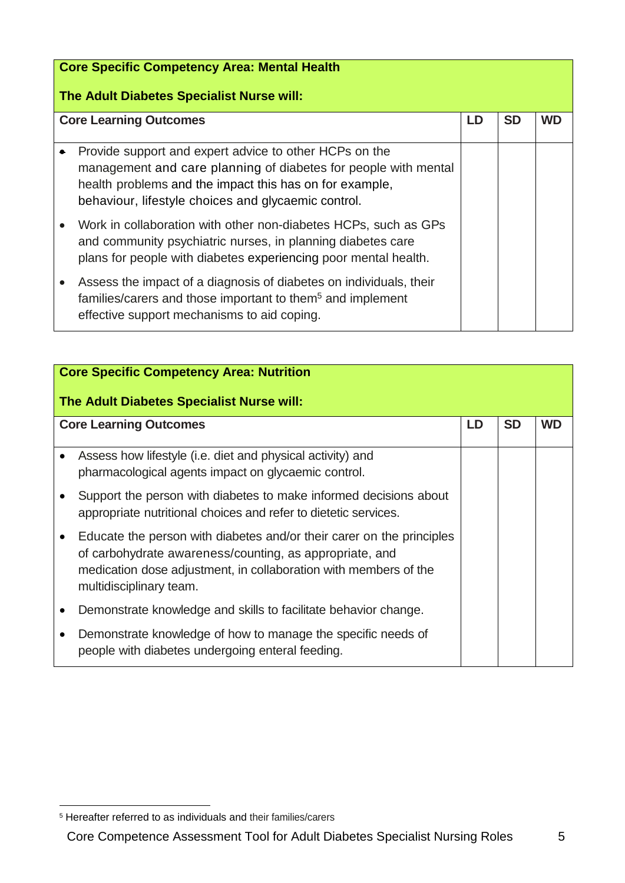| Core Specific Competency Area: Mental Health<br><br>The Adult Diabetes Specialist Nurse will: | | | |
|---|---|---|---|
| **Core Learning Outcomes** | **LD** | **SD** | **WD** |
| • Provide support and expert advice to other HCPs on the management and care planning of diabetes for people with mental health problems and the impact this has on for example, behaviour, lifestyle choices and glycaemic control. | | | |
| • Work in collaboration with other non-diabetes HCPs, such as GPs and community psychiatric nurses, in planning diabetes care plans for people with diabetes experiencing poor mental health. | | | |
| • Assess the impact of a diagnosis of diabetes on individuals, their families/carers and those important to them[5] and implement effective support mechanisms to aid coping. | | | |

| Core Specific Competency Area: Nutrition<br><br>The Adult Diabetes Specialist Nurse will: | | | |
|---|---|---|---|
| **Core Learning Outcomes** | **LD** | **SD** | **WD** |
| • Assess how lifestyle (i.e. diet and physical activity) and pharmacological agents impact on glycaemic control. | | | |
| • Support the person with diabetes to make informed decisions about appropriate nutritional choices and refer to dietetic services. | | | |
| • Educate the person with diabetes and/or their carer on the principles of carbohydrate awareness/counting, as appropriate, and medication dose adjustment, in collaboration with members of the multidisciplinary team. | | | |
| • Demonstrate knowledge and skills to facilitate behavior change. | | | |
| • Demonstrate knowledge of how to manage the specific needs of people with diabetes undergoing enteral feeding. | | | |

[5] Hereafter referred to as individuals and their families/carers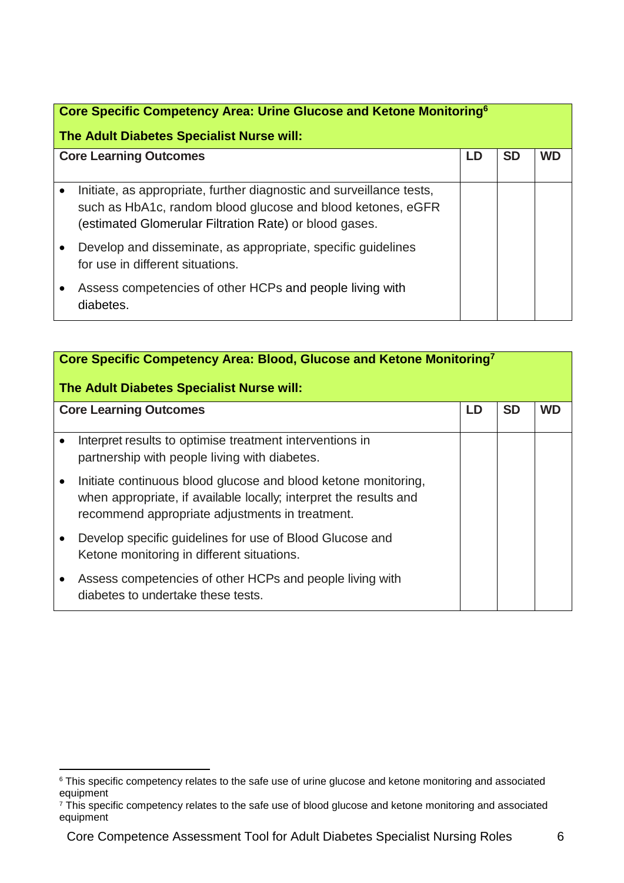| Core Specific Competency Area: Urine Glucose and Ketone Monitoring[6]<br><br>The Adult Diabetes Specialist Nurse will: | | | |
|---|---|---|---|
| **Core Learning Outcomes** | **LD** | **SD** | **WD** |
| • Initiate, as appropriate, further diagnostic and surveillance tests, such as HbA1c, random blood glucose and blood ketones, eGFR (estimated Glomerular Filtration Rate) or blood gases.<br>• Develop and disseminate, as appropriate, specific guidelines for use in different situations.<br>• Assess competencies of other HCPs and people living with diabetes. | | | |

| Core Specific Competency Area: Blood, Glucose and Ketone Monitoring[7]<br><br>The Adult Diabetes Specialist Nurse will: | | | |
|---|---|---|---|
| **Core Learning Outcomes** | **LD** | **SD** | **WD** |
| • Interpret results to optimise treatment interventions in partnership with people living with diabetes.<br>• Initiate continuous blood glucose and blood ketone monitoring, when appropriate, if available locally; interpret the results and recommend appropriate adjustments in treatment.<br>• Develop specific guidelines for use of Blood Glucose and Ketone monitoring in different situations.<br>• Assess competencies of other HCPs and people living with diabetes to undertake these tests. | | | |

[6] This specific competency relates to the safe use of urine glucose and ketone monitoring and associated equipment

[7] This specific competency relates to the safe use of blood glucose and ketone monitoring and associated equipment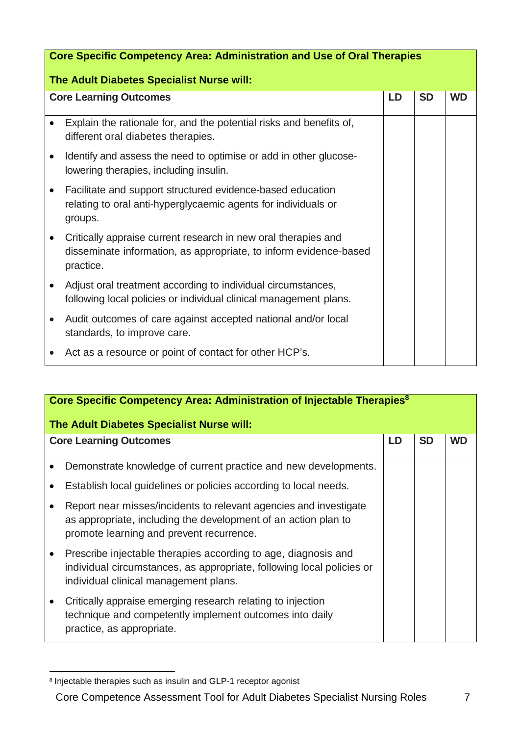| Core Specific Competency Area: Administration and Use of Oral Therapies<br><br>The Adult Diabetes Specialist Nurse will: | | | |
|---|---|---|---|
| **Core Learning Outcomes** | **LD** | **SD** | **WD** |
| • Explain the rationale for, and the potential risks and benefits of, different oral diabetes therapies.<br>• Identify and assess the need to optimise or add in other glucose-lowering therapies, including insulin.<br>• Facilitate and support structured evidence-based education relating to oral anti-hyperglycaemic agents for individuals or groups.<br>• Critically appraise current research in new oral therapies and disseminate information, as appropriate, to inform evidence-based practice.<br>• Adjust oral treatment according to individual circumstances, following local policies or individual clinical management plans.<br>• Audit outcomes of care against accepted national and/or local standards, to improve care.<br>• Act as a resource or point of contact for other HCP's. | | | |

| Core Specific Competency Area: Administration of Injectable Therapies[8]<br><br>The Adult Diabetes Specialist Nurse will: | | | |
|---|---|---|---|
| **Core Learning Outcomes** | **LD** | **SD** | **WD** |
| • Demonstrate knowledge of current practice and new developments.<br>• Establish local guidelines or policies according to local needs.<br>• Report near misses/incidents to relevant agencies and investigate as appropriate, including the development of an action plan to promote learning and prevent recurrence.<br>• Prescribe injectable therapies according to age, diagnosis and individual circumstances, as appropriate, following local policies or individual clinical management plans.<br>• Critically appraise emerging research relating to injection technique and competently implement outcomes into daily practice, as appropriate. | | | |

[8] Injectable therapies such as insulin and GLP-1 receptor agonist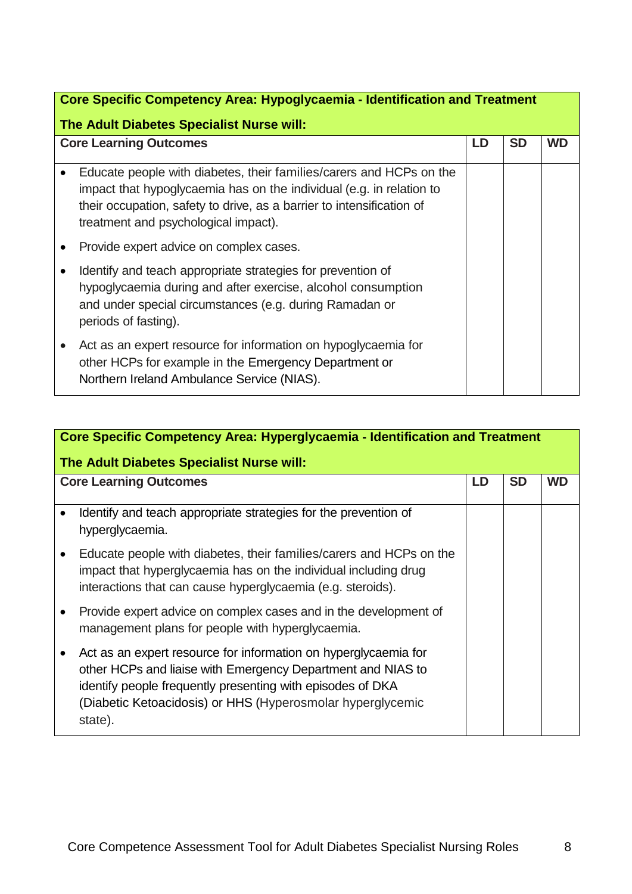| Core Specific Competency Area: Hypoglycaemia - Identification and Treatment<br><br>The Adult Diabetes Specialist Nurse will: | | | |
|---|---|---|---|
| **Core Learning Outcomes** | **LD** | **SD** | **WD** |
| • Educate people with diabetes, their families/carers and HCPs on the impact that hypoglycaemia has on the individual (e.g. in relation to their occupation, safety to drive, as a barrier to intensification of treatment and psychological impact).<br>• Provide expert advice on complex cases.<br>• Identify and teach appropriate strategies for prevention of hypoglycaemia during and after exercise, alcohol consumption and under special circumstances (e.g. during Ramadan or periods of fasting).<br>• Act as an expert resource for information on hypoglycaemia for other HCPs for example in the Emergency Department or Northern Ireland Ambulance Service (NIAS). | | | |

| Core Specific Competency Area: Hyperglycaemia - Identification and Treatment<br><br>The Adult Diabetes Specialist Nurse will: | | | |
|---|---|---|---|
| **Core Learning Outcomes** | **LD** | **SD** | **WD** |
| • Identify and teach appropriate strategies for the prevention of hyperglycaemia.<br>• Educate people with diabetes, their families/carers and HCPs on the impact that hyperglycaemia has on the individual including drug interactions that can cause hyperglycaemia (e.g. steroids).<br>• Provide expert advice on complex cases and in the development of management plans for people with hyperglycaemia.<br>• Act as an expert resource for information on hyperglycaemia for other HCPs and liaise with Emergency Department and NIAS to identify people frequently presenting with episodes of DKA (Diabetic Ketoacidosis) or HHS (Hyperosmolar hyperglycemic state). | | | |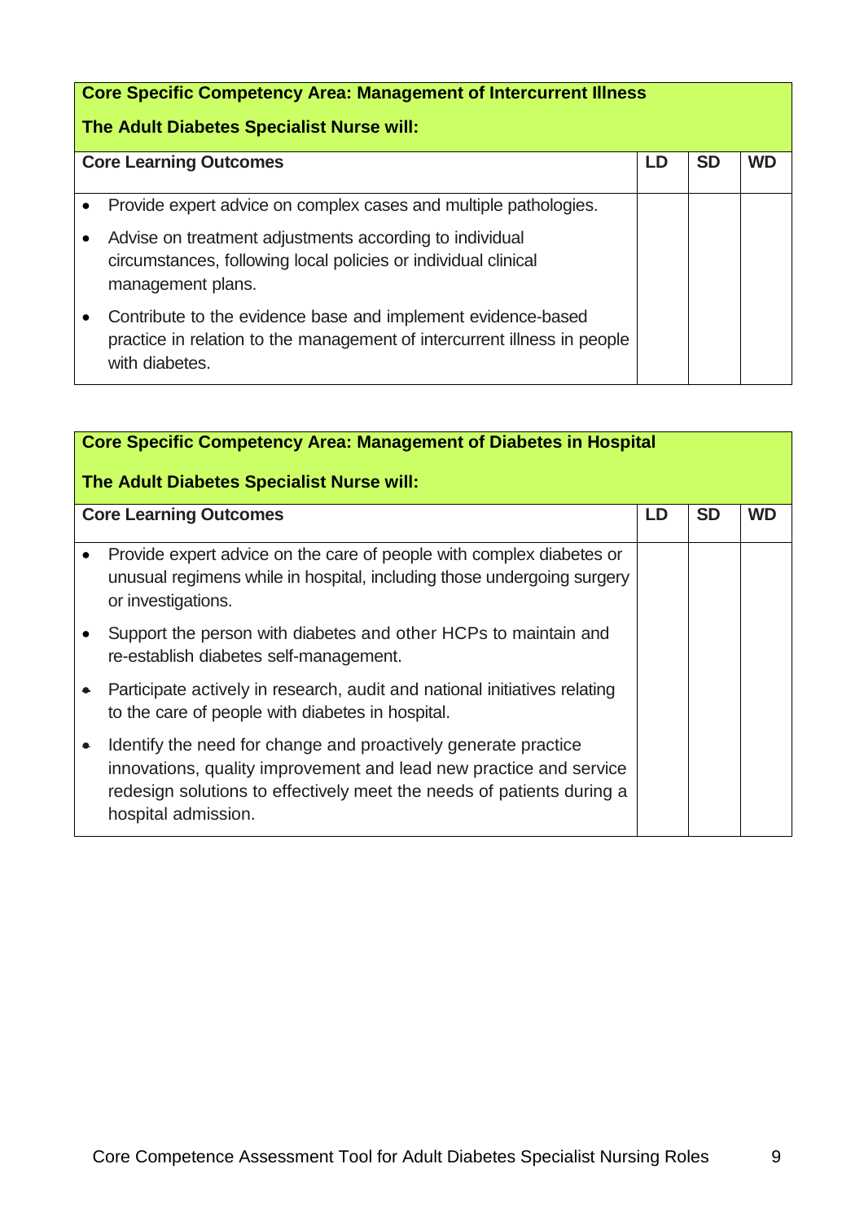| Core Specific Competency Area: Management of Intercurrent Illness<br><br>The Adult Diabetes Specialist Nurse will: | | | |
|---|---|---|---|
| **Core Learning Outcomes** | **LD** | **SD** | **WD** |
| • Provide expert advice on complex cases and multiple pathologies.<br>• Advise on treatment adjustments according to individual circumstances, following local policies or individual clinical management plans.<br>• Contribute to the evidence base and implement evidence-based practice in relation to the management of intercurrent illness in people with diabetes. | | | |

| Core Specific Competency Area: Management of Diabetes in Hospital<br><br>The Adult Diabetes Specialist Nurse will: | | | |
|---|---|---|---|
| **Core Learning Outcomes** | **LD** | **SD** | **WD** |
| • Provide expert advice on the care of people with complex diabetes or unusual regimens while in hospital, including those undergoing surgery or investigations.<br>• Support the person with diabetes and other HCPs to maintain and re-establish diabetes self-management.<br>• Participate actively in research, audit and national initiatives relating to the care of people with diabetes in hospital.<br>• Identify the need for change and proactively generate practice innovations, quality improvement and lead new practice and service redesign solutions to effectively meet the needs of patients during a hospital admission. | | | |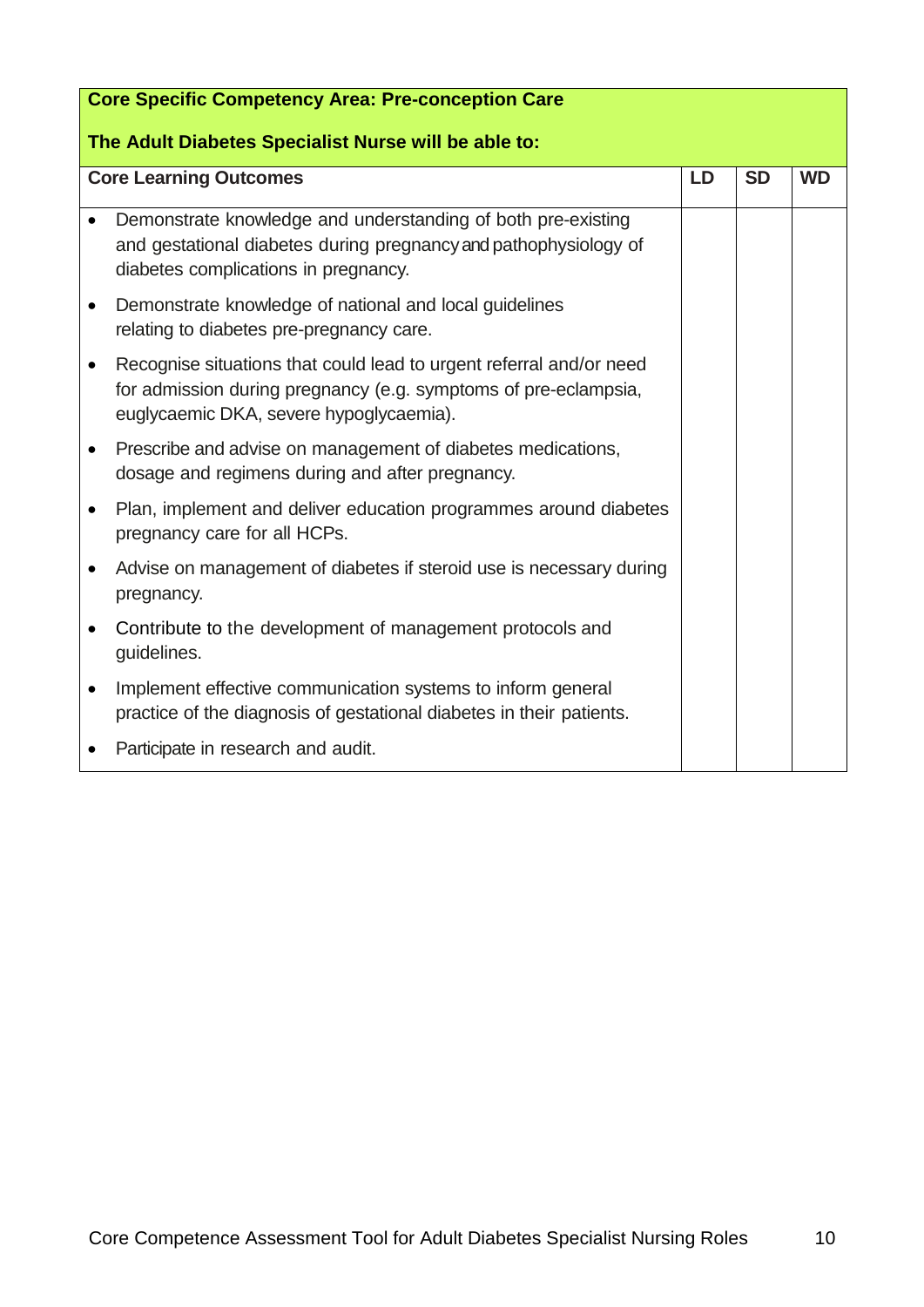**Core Specific Competency Area: Pre-conception Care**

**The Adult Diabetes Specialist Nurse will be able to:**

| Core Learning Outcomes | LD | SD | WD |
|---|---|---|---|
| • Demonstrate knowledge and understanding of both pre-existing and gestational diabetes during pregnancy and pathophysiology of diabetes complications in pregnancy. | | | |
| • Demonstrate knowledge of national and local guidelines relating to diabetes pre-pregnancy care. | | | |
| • Recognise situations that could lead to urgent referral and/or need for admission during pregnancy (e.g. symptoms of pre-eclampsia, euglycaemic DKA, severe hypoglycaemia). | | | |
| • Prescribe and advise on management of diabetes medications, dosage and regimens during and after pregnancy. | | | |
| • Plan, implement and deliver education programmes around diabetes pregnancy care for all HCPs. | | | |
| • Advise on management of diabetes if steroid use is necessary during pregnancy. | | | |
| • Contribute to the development of management protocols and guidelines. | | | |
| • Implement effective communication systems to inform general practice of the diagnosis of gestational diabetes in their patients. | | | |
| • Participate in research and audit. | | | |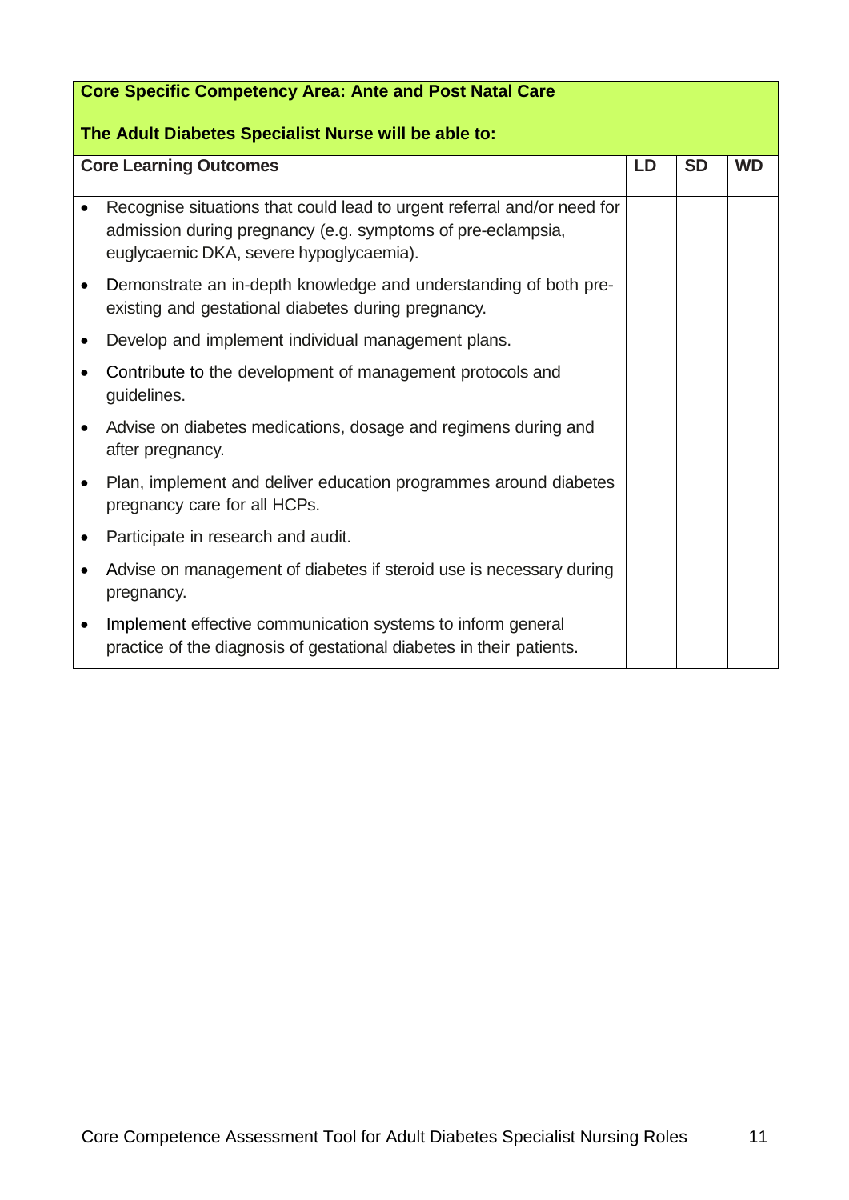| Core Specific Competency Area: Ante and Post Natal Care<br><br>The Adult Diabetes Specialist Nurse will be able to: | | | |
|---|---|---|---|
| **Core Learning Outcomes** | **LD** | **SD** | **WD** |
| • Recognise situations that could lead to urgent referral and/or need for admission during pregnancy (e.g. symptoms of pre-eclampsia, euglycaemic DKA, severe hypoglycaemia). | | | |
| • Demonstrate an in-depth knowledge and understanding of both pre-existing and gestational diabetes during pregnancy. | | | |
| • Develop and implement individual management plans. | | | |
| • Contribute to the development of management protocols and guidelines. | | | |
| • Advise on diabetes medications, dosage and regimens during and after pregnancy. | | | |
| • Plan, implement and deliver education programmes around diabetes pregnancy care for all HCPs. | | | |
| • Participate in research and audit. | | | |
| • Advise on management of diabetes if steroid use is necessary during pregnancy. | | | |
| • Implement effective communication systems to inform general practice of the diagnosis of gestational diabetes in their patients. | | | |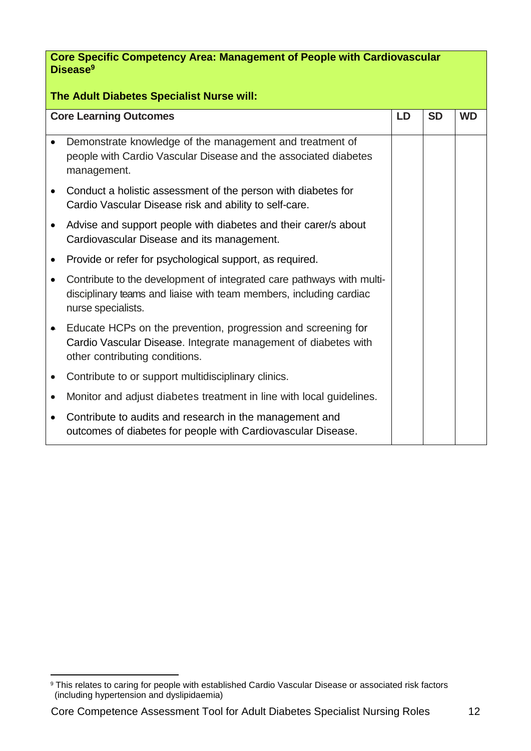| **Core Specific Competency Area: Management of People with Cardiovascular Disease**[9]<br><br>**The Adult Diabetes Specialist Nurse will:** | | | |
|---|---|---|---|
| **Core Learning Outcomes** | **LD** | **SD** | **WD** |
| • Demonstrate knowledge of the management and treatment of people with Cardio Vascular Disease and the associated diabetes management. | | | |
| • Conduct a holistic assessment of the person with diabetes for Cardio Vascular Disease risk and ability to self-care. | | | |
| • Advise and support people with diabetes and their carer/s about Cardiovascular Disease and its management. | | | |
| • Provide or refer for psychological support, as required. | | | |
| • Contribute to the development of integrated care pathways with multi-disciplinary teams and liaise with team members, including cardiac nurse specialists. | | | |
| • Educate HCPs on the prevention, progression and screening for Cardio Vascular Disease. Integrate management of diabetes with other contributing conditions. | | | |
| • Contribute to or support multidisciplinary clinics. | | | |
| • Monitor and adjust diabetes treatment in line with local guidelines. | | | |
| • Contribute to audits and research in the management and outcomes of diabetes for people with Cardiovascular Disease. | | | |

[9] This relates to caring for people with established Cardio Vascular Disease or associated risk factors (including hypertension and dyslipidaemia)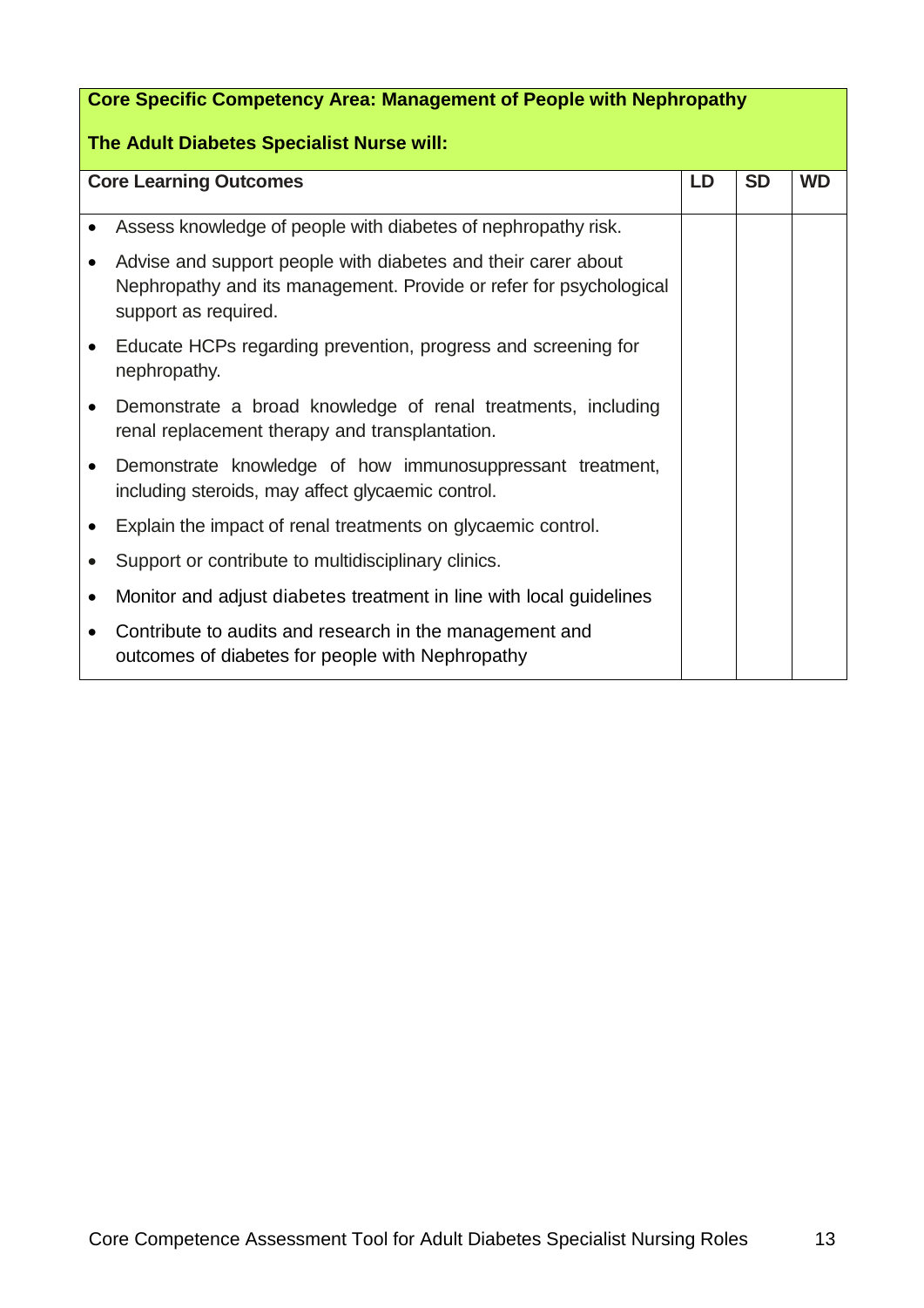| **Core Specific Competency Area: Management of People with Nephropathy**<br><br>**The Adult Diabetes Specialist Nurse will:** | | | |
|---|---|---|---|
| **Core Learning Outcomes** | **LD** | **SD** | **WD** |
| • Assess knowledge of people with diabetes of nephropathy risk.<br>• Advise and support people with diabetes and their carer about Nephropathy and its management. Provide or refer for psychological support as required.<br>• Educate HCPs regarding prevention, progress and screening for nephropathy.<br>• Demonstrate a broad knowledge of renal treatments, including renal replacement therapy and transplantation.<br>• Demonstrate knowledge of how immunosuppressant treatment, including steroids, may affect glycaemic control.<br>• Explain the impact of renal treatments on glycaemic control.<br>• Support or contribute to multidisciplinary clinics.<br>• Monitor and adjust diabetes treatment in line with local guidelines<br>• Contribute to audits and research in the management and outcomes of diabetes for people with Nephropathy | | | |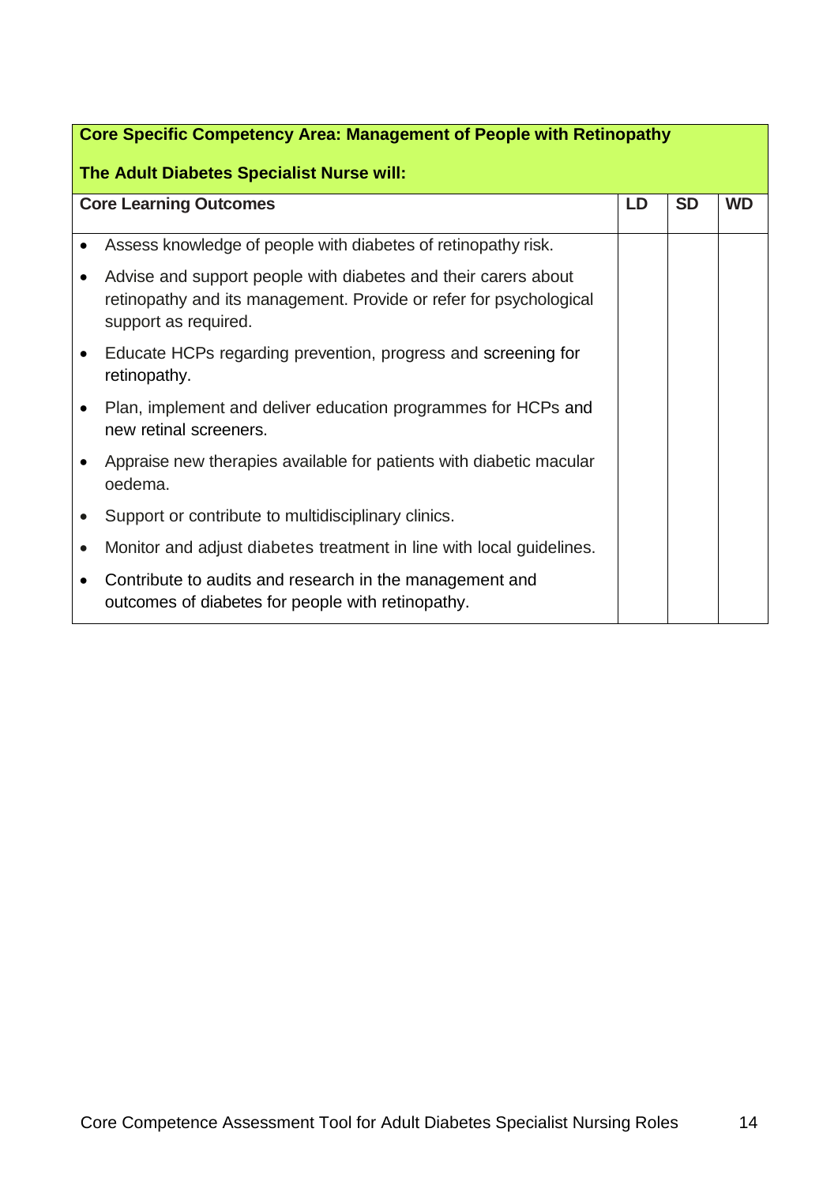| **Core Specific Competency Area: Management of People with Retinopathy**<br><br>**The Adult Diabetes Specialist Nurse will:** | | | |
|---|---|---|---|
| **Core Learning Outcomes** | **LD** | **SD** | **WD** |
| • Assess knowledge of people with diabetes of retinopathy risk.<br>• Advise and support people with diabetes and their carers about retinopathy and its management. Provide or refer for psychological support as required.<br>• Educate HCPs regarding prevention, progress and screening for retinopathy.<br>• Plan, implement and deliver education programmes for HCPs and new retinal screeners.<br>• Appraise new therapies available for patients with diabetic macular oedema.<br>• Support or contribute to multidisciplinary clinics.<br>• Monitor and adjust diabetes treatment in line with local guidelines.<br>• Contribute to audits and research in the management and outcomes of diabetes for people with retinopathy. | | | |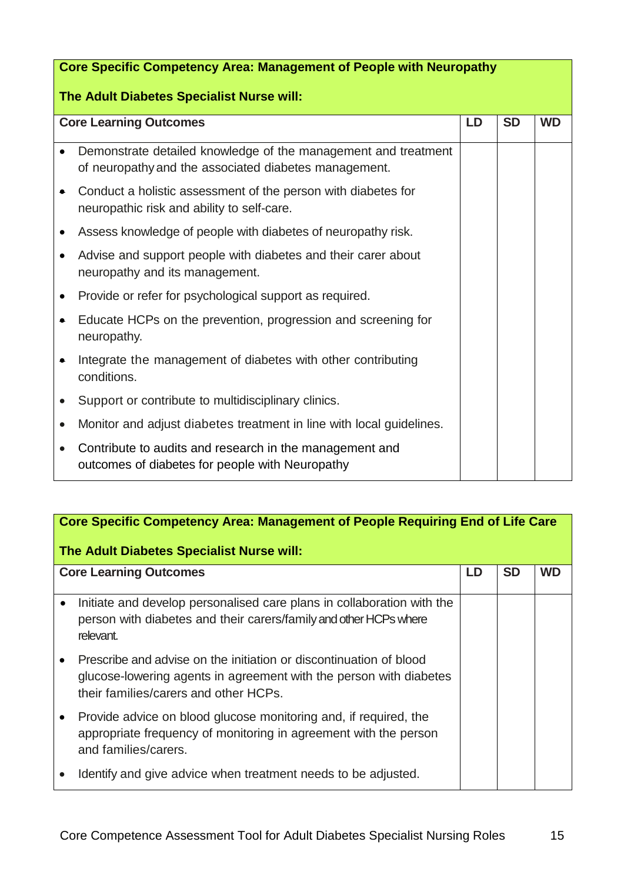| **Core Specific Competency Area: Management of People with Neuropathy**<br><br>**The Adult Diabetes Specialist Nurse will:** | | | |
|---|---|---|---|
| **Core Learning Outcomes** | **LD** | **SD** | **WD** |
| • Demonstrate detailed knowledge of the management and treatment of neuropathy and the associated diabetes management. | | | |
| • Conduct a holistic assessment of the person with diabetes for neuropathic risk and ability to self-care. | | | |
| • Assess knowledge of people with diabetes of neuropathy risk. | | | |
| • Advise and support people with diabetes and their carer about neuropathy and its management. | | | |
| • Provide or refer for psychological support as required. | | | |
| • Educate HCPs on the prevention, progression and screening for neuropathy. | | | |
| • Integrate the management of diabetes with other contributing conditions. | | | |
| • Support or contribute to multidisciplinary clinics. | | | |
| • Monitor and adjust diabetes treatment in line with local guidelines. | | | |
| • Contribute to audits and research in the management and outcomes of diabetes for people with Neuropathy | | | |

| **Core Specific Competency Area: Management of People Requiring End of Life Care**<br><br>**The Adult Diabetes Specialist Nurse will:** | | | |
|---|---|---|---|
| **Core Learning Outcomes** | **LD** | **SD** | **WD** |
| • Initiate and develop personalised care plans in collaboration with the person with diabetes and their carers/family and other HCPs where relevant. | | | |
| • Prescribe and advise on the initiation or discontinuation of blood glucose-lowering agents in agreement with the person with diabetes their families/carers and other HCPs. | | | |
| • Provide advice on blood glucose monitoring and, if required, the appropriate frequency of monitoring in agreement with the person and families/carers. | | | |
| • Identify and give advice when treatment needs to be adjusted. | | | |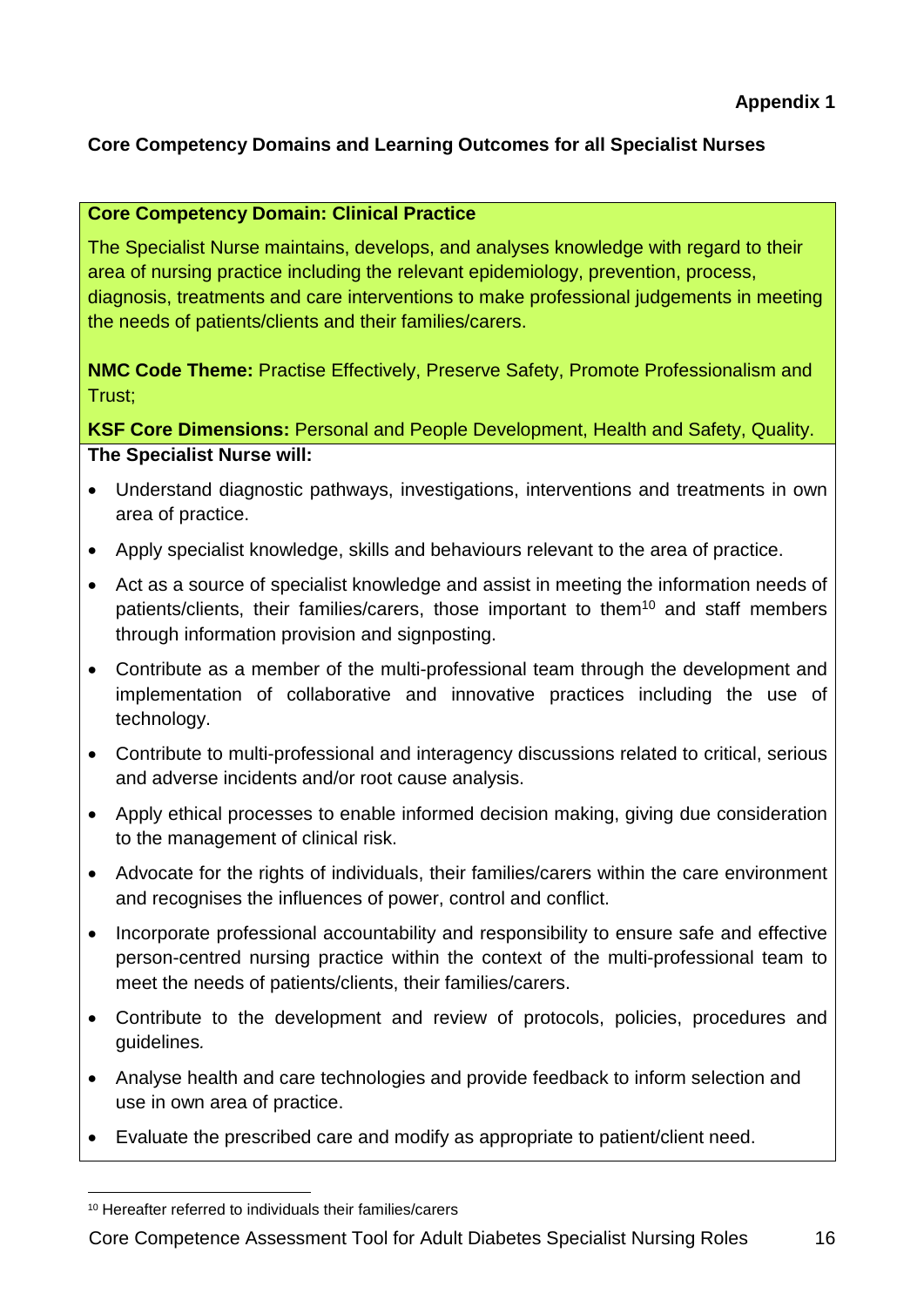**Appendix 1**

**Core Competency Domains and Learning Outcomes for all Specialist Nurses**

**Core Competency Domain: Clinical Practice**

The Specialist Nurse maintains, develops, and analyses knowledge with regard to their area of nursing practice including the relevant epidemiology, prevention, process, diagnosis, treatments and care interventions to make professional judgements in meeting the needs of patients/clients and their families/carers.

**NMC Code Theme:** Practise Effectively, Preserve Safety, Promote Professionalism and Trust;

**KSF Core Dimensions:** Personal and People Development, Health and Safety, Quality.

**The Specialist Nurse will:**

- Understand diagnostic pathways, investigations, interventions and treatments in own area of practice.
- Apply specialist knowledge, skills and behaviours relevant to the area of practice.
- Act as a source of specialist knowledge and assist in meeting the information needs of patients/clients, their families/carers, those important to them[10] and staff members through information provision and signposting.
- Contribute as a member of the multi-professional team through the development and implementation of collaborative and innovative practices including the use of technology.
- Contribute to multi-professional and interagency discussions related to critical, serious and adverse incidents and/or root cause analysis.
- Apply ethical processes to enable informed decision making, giving due consideration to the management of clinical risk.
- Advocate for the rights of individuals, their families/carers within the care environment and recognises the influences of power, control and conflict.
- Incorporate professional accountability and responsibility to ensure safe and effective person-centred nursing practice within the context of the multi-professional team to meet the needs of patients/clients, their families/carers.
- Contribute to the development and review of protocols, policies, procedures and guidelines*.*
- Analyse health and care technologies and provide feedback to inform selection and use in own area of practice.
- Evaluate the prescribed care and modify as appropriate to patient/client need.

[10] Hereafter referred to individuals their families/carers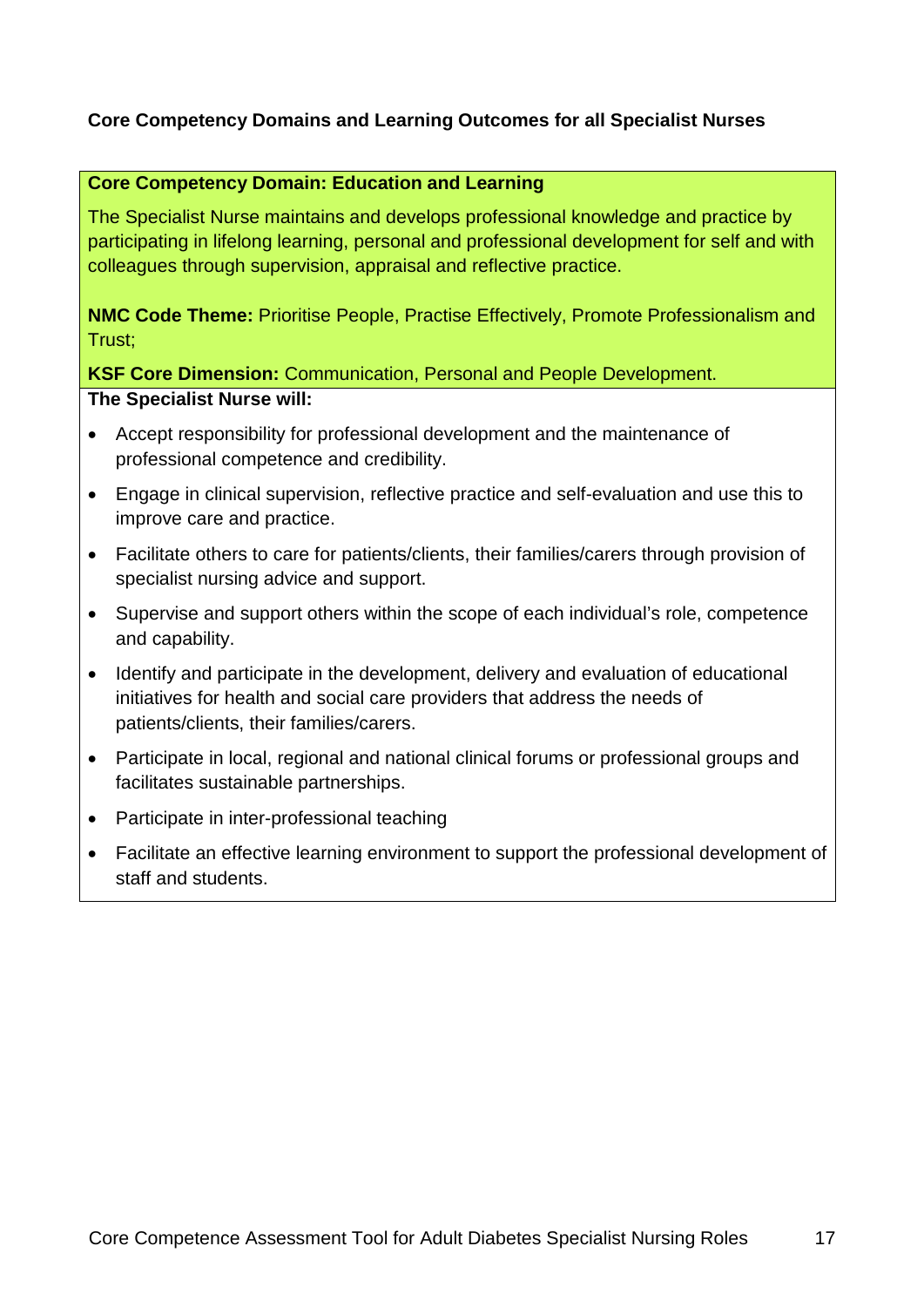**Core Competency Domains and Learning Outcomes for all Specialist Nurses**

**Core Competency Domain: Education and Learning**

The Specialist Nurse maintains and develops professional knowledge and practice by participating in lifelong learning, personal and professional development for self and with colleagues through supervision, appraisal and reflective practice.

**NMC Code Theme:** Prioritise People, Practise Effectively, Promote Professionalism and Trust;

**KSF Core Dimension:** Communication, Personal and People Development.

**The Specialist Nurse will:**

- Accept responsibility for professional development and the maintenance of professional competence and credibility.
- Engage in clinical supervision, reflective practice and self-evaluation and use this to improve care and practice.
- Facilitate others to care for patients/clients, their families/carers through provision of specialist nursing advice and support.
- Supervise and support others within the scope of each individual's role, competence and capability.
- Identify and participate in the development, delivery and evaluation of educational initiatives for health and social care providers that address the needs of patients/clients, their families/carers.
- Participate in local, regional and national clinical forums or professional groups and facilitates sustainable partnerships.
- Participate in inter-professional teaching
- Facilitate an effective learning environment to support the professional development of staff and students.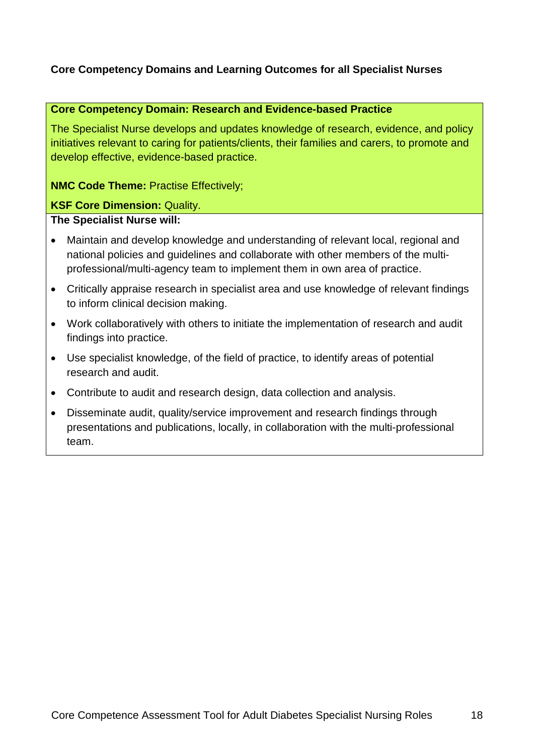**Core Competency Domains and Learning Outcomes for all Specialist Nurses**

**Core Competency Domain: Research and Evidence-based Practice**

The Specialist Nurse develops and updates knowledge of research, evidence, and policy initiatives relevant to caring for patients/clients, their families and carers, to promote and develop effective, evidence-based practice.

**NMC Code Theme:** Practise Effectively;

**KSF Core Dimension:** Quality.

**The Specialist Nurse will:**

- Maintain and develop knowledge and understanding of relevant local, regional and national policies and guidelines and collaborate with other members of the multi-professional/multi-agency team to implement them in own area of practice.
- Critically appraise research in specialist area and use knowledge of relevant findings to inform clinical decision making.
- Work collaboratively with others to initiate the implementation of research and audit findings into practice.
- Use specialist knowledge, of the field of practice, to identify areas of potential research and audit.
- Contribute to audit and research design, data collection and analysis.
- Disseminate audit, quality/service improvement and research findings through presentations and publications, locally, in collaboration with the multi-professional team.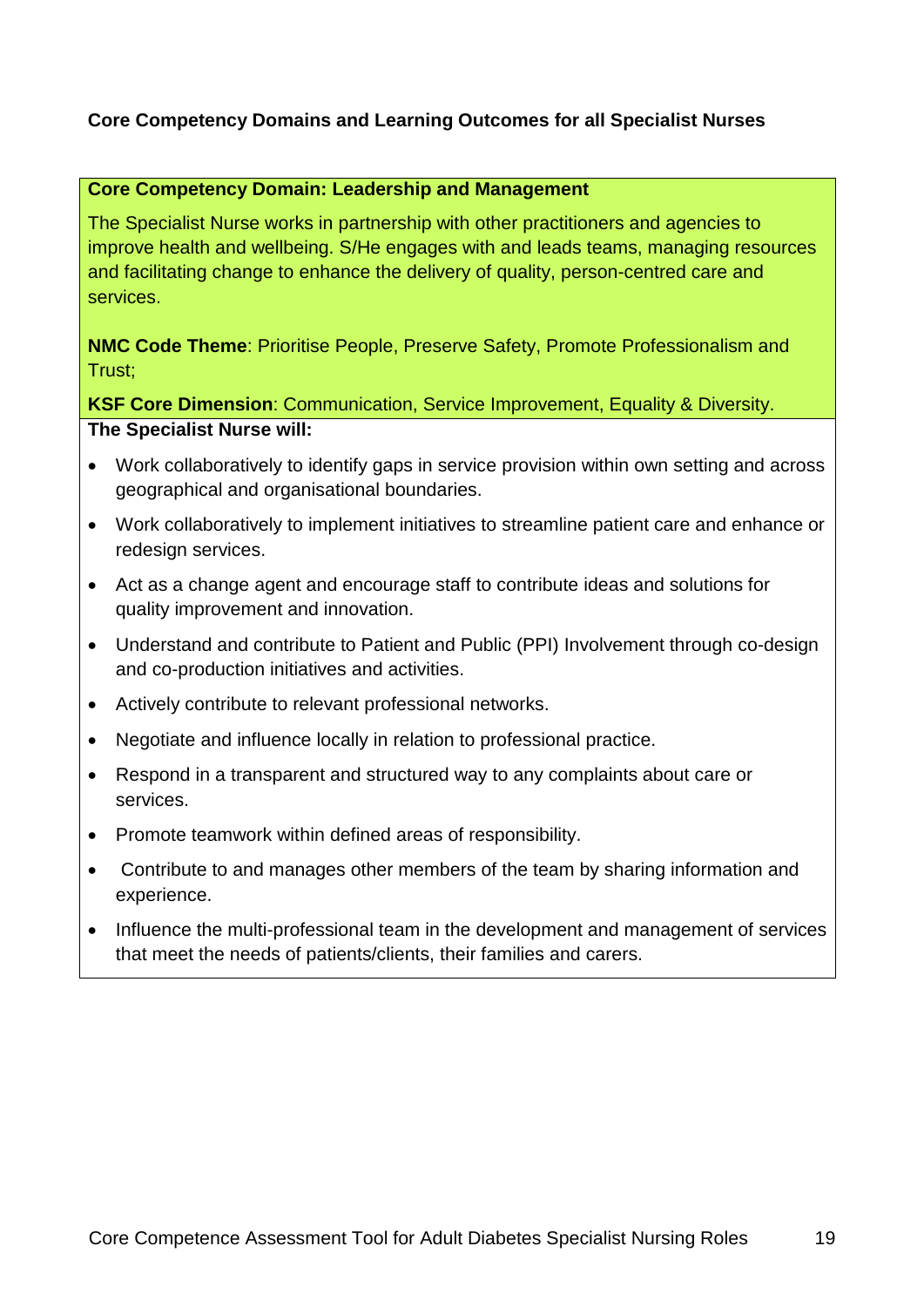**Core Competency Domains and Learning Outcomes for all Specialist Nurses**

**Core Competency Domain: Leadership and Management**

The Specialist Nurse works in partnership with other practitioners and agencies to improve health and wellbeing. S/He engages with and leads teams, managing resources and facilitating change to enhance the delivery of quality, person-centred care and services.

**NMC Code Theme**: Prioritise People, Preserve Safety, Promote Professionalism and Trust;

**KSF Core Dimension**: Communication, Service Improvement, Equality & Diversity.

**The Specialist Nurse will:**

- Work collaboratively to identify gaps in service provision within own setting and across geographical and organisational boundaries.
- Work collaboratively to implement initiatives to streamline patient care and enhance or redesign services.
- Act as a change agent and encourage staff to contribute ideas and solutions for quality improvement and innovation.
- Understand and contribute to Patient and Public (PPI) Involvement through co-design and co-production initiatives and activities.
- Actively contribute to relevant professional networks.
- Negotiate and influence locally in relation to professional practice.
- Respond in a transparent and structured way to any complaints about care or services.
- Promote teamwork within defined areas of responsibility.
- Contribute to and manages other members of the team by sharing information and experience.
- Influence the multi-professional team in the development and management of services that meet the needs of patients/clients, their families and carers.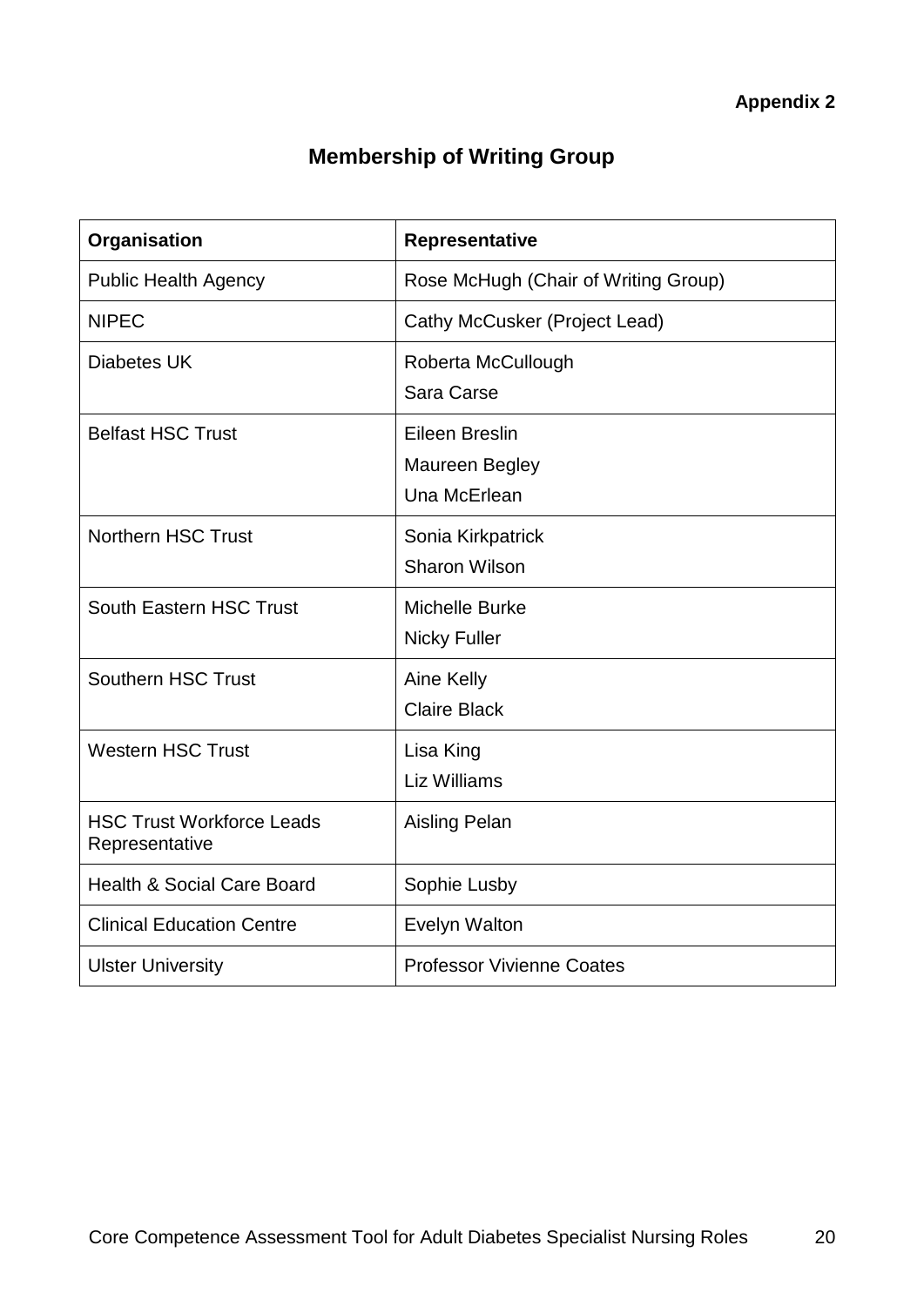**Appendix 2**

## Membership of Writing Group

| Organisation | Representative |
|---|---|
| Public Health Agency | Rose McHugh (Chair of Writing Group) |
| NIPEC | Cathy McCusker (Project Lead) |
| Diabetes UK | Roberta McCullough<br>Sara Carse |
| Belfast HSC Trust | Eileen Breslin<br>Maureen Begley<br>Una McErlean |
| Northern HSC Trust | Sonia Kirkpatrick<br>Sharon Wilson |
| South Eastern HSC Trust | Michelle Burke<br>Nicky Fuller |
| Southern HSC Trust | Aine Kelly<br>Claire Black |
| Western HSC Trust | Lisa King<br>Liz Williams |
| HSC Trust Workforce Leads Representative | Aisling Pelan |
| Health & Social Care Board | Sophie Lusby |
| Clinical Education Centre | Evelyn Walton |
| Ulster University | Professor Vivienne Coates |